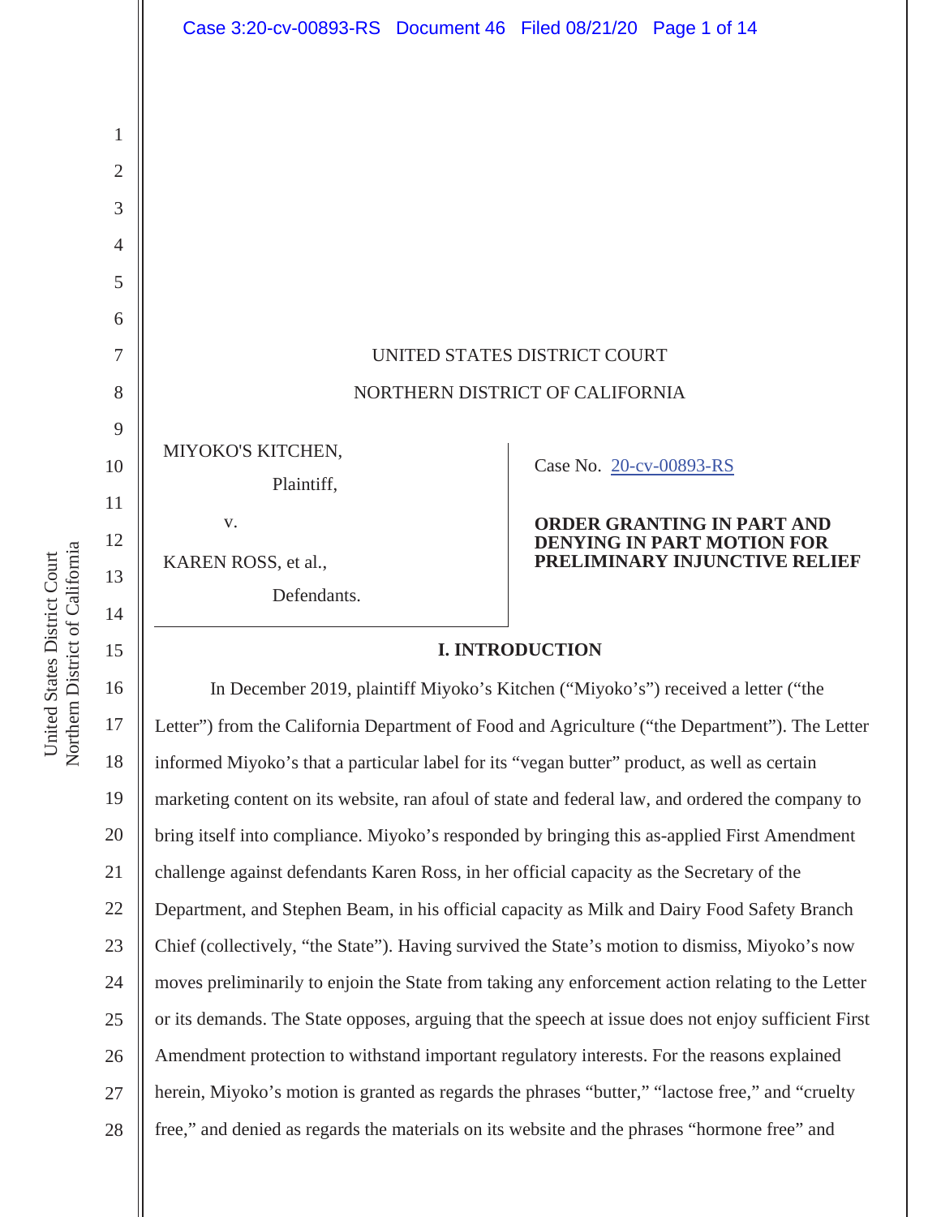UNITED STATES DISTRICT COURT

NORTHERN DISTRICT OF CALIFORNIA

| | |
|---|---|
| MIYOKO'S KITCHEN,<br>Plaintiff,<br>v.<br>KAREN ROSS, et al.,<br>Defendants. | Case No. 20-cv-00893-RS<br><br>**ORDER GRANTING IN PART AND DENYING IN PART MOTION FOR PRELIMINARY INJUNCTIVE RELIEF** |

## I. INTRODUCTION

In December 2019, plaintiff Miyoko's Kitchen ("Miyoko's") received a letter ("the Letter") from the California Department of Food and Agriculture ("the Department"). The Letter informed Miyoko's that a particular label for its "vegan butter" product, as well as certain marketing content on its website, ran afoul of state and federal law, and ordered the company to bring itself into compliance. Miyoko's responded by bringing this as-applied First Amendment challenge against defendants Karen Ross, in her official capacity as the Secretary of the Department, and Stephen Beam, in his official capacity as Milk and Dairy Food Safety Branch Chief (collectively, "the State"). Having survived the State's motion to dismiss, Miyoko's now moves preliminarily to enjoin the State from taking any enforcement action relating to the Letter or its demands. The State opposes, arguing that the speech at issue does not enjoy sufficient First Amendment protection to withstand important regulatory interests. For the reasons explained herein, Miyoko's motion is granted as regards the phrases "butter," "lactose free," and "cruelty free," and denied as regards the materials on its website and the phrases "hormone free" and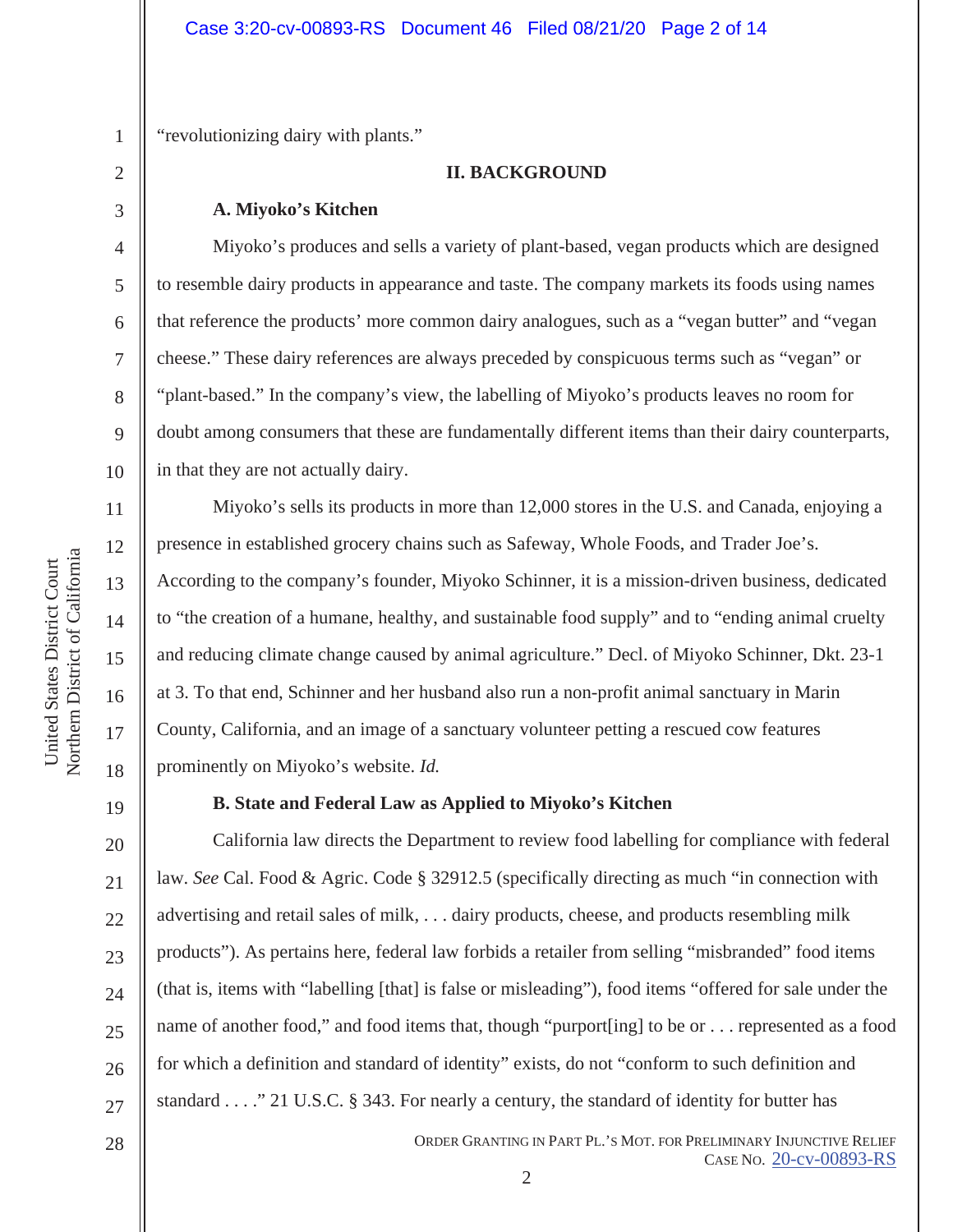"revolutionizing dairy with plants."

## II. BACKGROUND

### A. Miyoko's Kitchen

Miyoko's produces and sells a variety of plant-based, vegan products which are designed to resemble dairy products in appearance and taste. The company markets its foods using names that reference the products' more common dairy analogues, such as a "vegan butter" and "vegan cheese." These dairy references are always preceded by conspicuous terms such as "vegan" or "plant-based." In the company's view, the labelling of Miyoko's products leaves no room for doubt among consumers that these are fundamentally different items than their dairy counterparts, in that they are not actually dairy.

Miyoko's sells its products in more than 12,000 stores in the U.S. and Canada, enjoying a presence in established grocery chains such as Safeway, Whole Foods, and Trader Joe's. According to the company's founder, Miyoko Schinner, it is a mission-driven business, dedicated to "the creation of a humane, healthy, and sustainable food supply" and to "ending animal cruelty and reducing climate change caused by animal agriculture." Decl. of Miyoko Schinner, Dkt. 23-1 at 3. To that end, Schinner and her husband also run a non-profit animal sanctuary in Marin County, California, and an image of a sanctuary volunteer petting a rescued cow features prominently on Miyoko's website. *Id.*

### B. State and Federal Law as Applied to Miyoko's Kitchen

California law directs the Department to review food labelling for compliance with federal law. *See* Cal. Food & Agric. Code § 32912.5 (specifically directing as much "in connection with advertising and retail sales of milk, . . . dairy products, cheese, and products resembling milk products"). As pertains here, federal law forbids a retailer from selling "misbranded" food items (that is, items with "labelling [that] is false or misleading"), food items "offered for sale under the name of another food," and food items that, though "purport[ing] to be or . . . represented as a food for which a definition and standard of identity" exists, do not "conform to such definition and standard . . . ." 21 U.S.C. § 343. For nearly a century, the standard of identity for butter has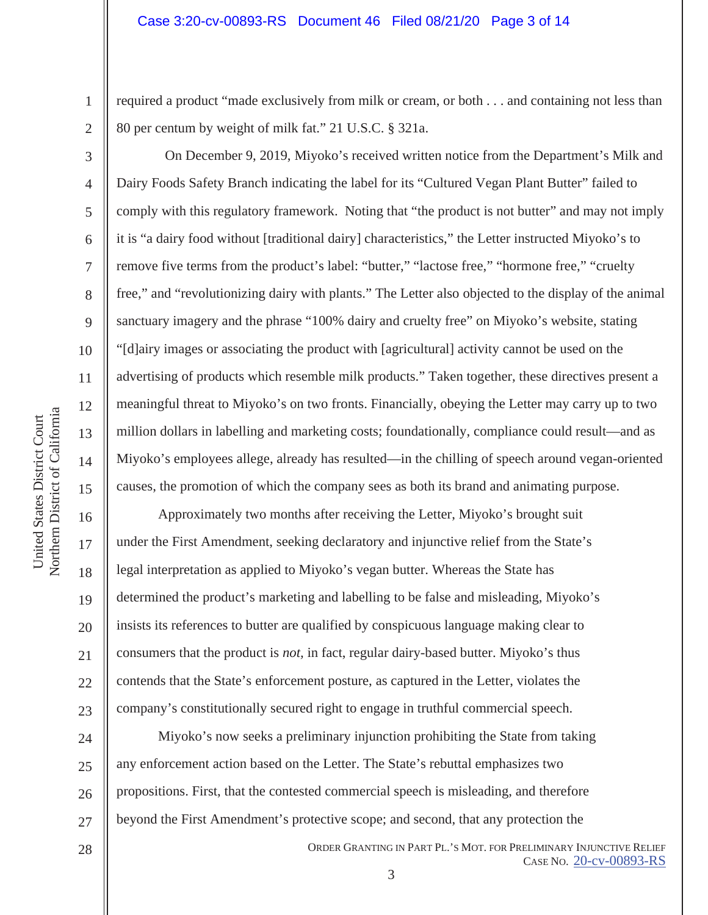required a product "made exclusively from milk or cream, or both . . . and containing not less than 80 per centum by weight of milk fat." 21 U.S.C. § 321a.

On December 9, 2019, Miyoko's received written notice from the Department's Milk and Dairy Foods Safety Branch indicating the label for its "Cultured Vegan Plant Butter" failed to comply with this regulatory framework. Noting that "the product is not butter" and may not imply it is "a dairy food without [traditional dairy] characteristics," the Letter instructed Miyoko's to remove five terms from the product's label: "butter," "lactose free," "hormone free," "cruelty free," and "revolutionizing dairy with plants." The Letter also objected to the display of the animal sanctuary imagery and the phrase "100% dairy and cruelty free" on Miyoko's website, stating "[d]airy images or associating the product with [agricultural] activity cannot be used on the advertising of products which resemble milk products." Taken together, these directives present a meaningful threat to Miyoko's on two fronts. Financially, obeying the Letter may carry up to two million dollars in labelling and marketing costs; foundationally, compliance could result—and as Miyoko's employees allege, already has resulted—in the chilling of speech around vegan-oriented causes, the promotion of which the company sees as both its brand and animating purpose.

Approximately two months after receiving the Letter, Miyoko's brought suit under the First Amendment, seeking declaratory and injunctive relief from the State's legal interpretation as applied to Miyoko's vegan butter. Whereas the State has determined the product's marketing and labelling to be false and misleading, Miyoko's insists its references to butter are qualified by conspicuous language making clear to consumers that the product is *not*, in fact, regular dairy-based butter. Miyoko's thus contends that the State's enforcement posture, as captured in the Letter, violates the company's constitutionally secured right to engage in truthful commercial speech.

Miyoko's now seeks a preliminary injunction prohibiting the State from taking any enforcement action based on the Letter. The State's rebuttal emphasizes two propositions. First, that the contested commercial speech is misleading, and therefore beyond the First Amendment's protective scope; and second, that any protection the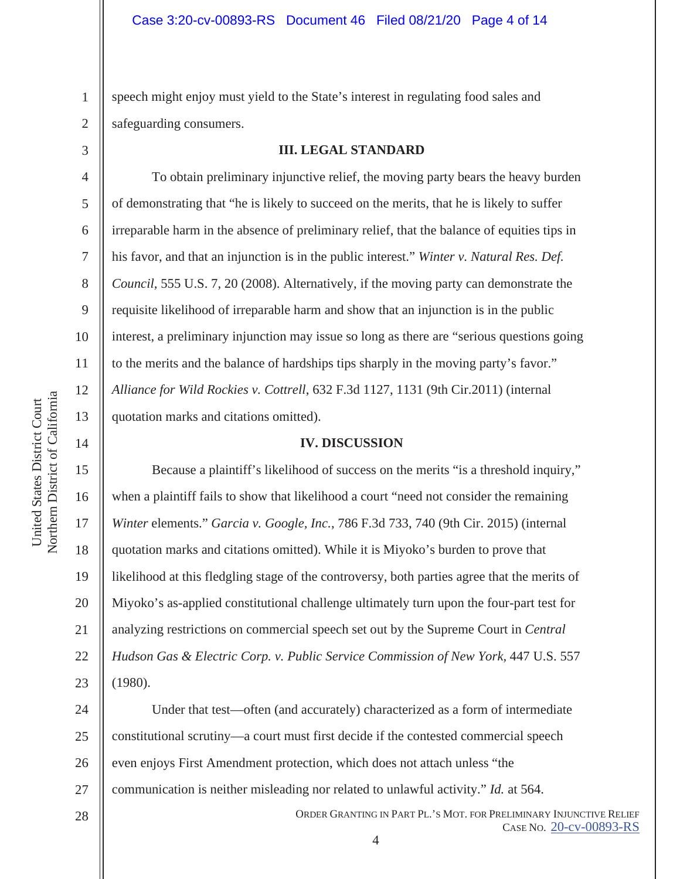speech might enjoy must yield to the State's interest in regulating food sales and safeguarding consumers.

### III. LEGAL STANDARD

To obtain preliminary injunctive relief, the moving party bears the heavy burden of demonstrating that "he is likely to succeed on the merits, that he is likely to suffer irreparable harm in the absence of preliminary relief, that the balance of equities tips in his favor, and that an injunction is in the public interest." *Winter v. Natural Res. Def. Council*, 555 U.S. 7, 20 (2008). Alternatively, if the moving party can demonstrate the requisite likelihood of irreparable harm and show that an injunction is in the public interest, a preliminary injunction may issue so long as there are "serious questions going to the merits and the balance of hardships tips sharply in the moving party's favor." *Alliance for Wild Rockies v. Cottrell*, 632 F.3d 1127, 1131 (9th Cir.2011) (internal quotation marks and citations omitted).

### IV. DISCUSSION

Because a plaintiff's likelihood of success on the merits "is a threshold inquiry," when a plaintiff fails to show that likelihood a court "need not consider the remaining *Winter* elements." *Garcia v. Google, Inc.*, 786 F.3d 733, 740 (9th Cir. 2015) (internal quotation marks and citations omitted). While it is Miyoko's burden to prove that likelihood at this fledgling stage of the controversy, both parties agree that the merits of Miyoko's as-applied constitutional challenge ultimately turn upon the four-part test for analyzing restrictions on commercial speech set out by the Supreme Court in *Central Hudson Gas & Electric Corp. v. Public Service Commission of New York*, 447 U.S. 557 (1980).

Under that test—often (and accurately) characterized as a form of intermediate constitutional scrutiny—a court must first decide if the contested commercial speech even enjoys First Amendment protection, which does not attach unless "the communication is neither misleading nor related to unlawful activity." *Id.* at 564.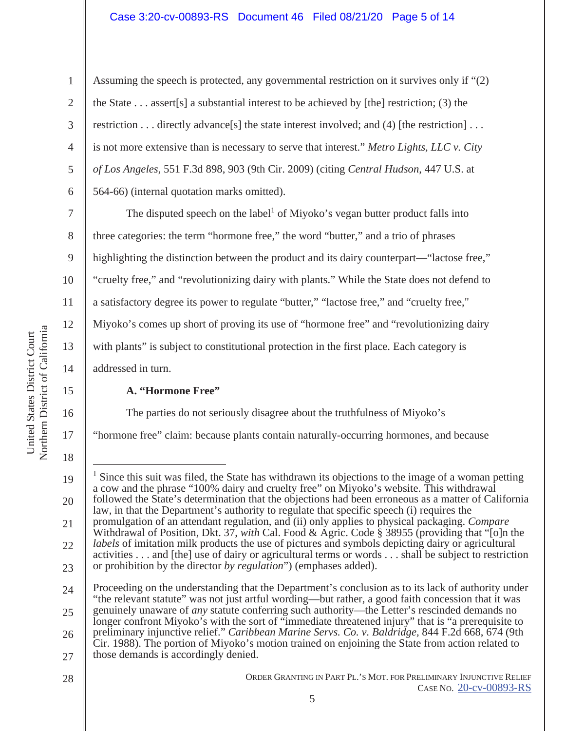Assuming the speech is protected, any governmental restriction on it survives only if "(2) the State . . . assert[s] a substantial interest to be achieved by [the] restriction; (3) the restriction . . . directly advance[s] the state interest involved; and (4) [the restriction] . . . is not more extensive than is necessary to serve that interest." *Metro Lights, LLC v. City of Los Angeles*, 551 F.3d 898, 903 (9th Cir. 2009) (citing *Central Hudson*, 447 U.S. at 564-66) (internal quotation marks omitted).

The disputed speech on the label[1] of Miyoko's vegan butter product falls into three categories: the term "hormone free," the word "butter," and a trio of phrases highlighting the distinction between the product and its dairy counterpart—"lactose free," "cruelty free," and "revolutionizing dairy with plants." While the State does not defend to a satisfactory degree its power to regulate "butter," "lactose free," and "cruelty free," Miyoko's comes up short of proving its use of "hormone free" and "revolutionizing dairy with plants" is subject to constitutional protection in the first place. Each category is addressed in turn.

**A. "Hormone Free"**

The parties do not seriously disagree about the truthfulness of Miyoko's "hormone free" claim: because plants contain naturally-occurring hormones, and because

---

[1] Since this suit was filed, the State has withdrawn its objections to the image of a woman petting a cow and the phrase "100% dairy and cruelty free" on Miyoko's website. This withdrawal followed the State's determination that the objections had been erroneous as a matter of California law, in that the Department's authority to regulate that specific speech (i) requires the promulgation of an attendant regulation, and (ii) only applies to physical packaging. *Compare* Withdrawal of Position, Dkt. 37, *with* Cal. Food & Agric. Code § 38955 (providing that "[o]n the *labels* of imitation milk products the use of pictures and symbols depicting dairy or agricultural activities . . . and [the] use of dairy or agricultural terms or words . . . shall be subject to restriction or prohibition by the director *by regulation*") (emphases added).

Proceeding on the understanding that the Department's conclusion as to its lack of authority under "the relevant statute" was not just artful wording—but rather, a good faith concession that it was genuinely unaware of *any* statute conferring such authority—the Letter's rescinded demands no longer confront Miyoko's with the sort of "immediate threatened injury" that is "a prerequisite to preliminary injunctive relief." *Caribbean Marine Servs. Co. v. Baldridge*, 844 F.2d 668, 674 (9th Cir. 1988). The portion of Miyoko's motion trained on enjoining the State from action related to those demands is accordingly denied.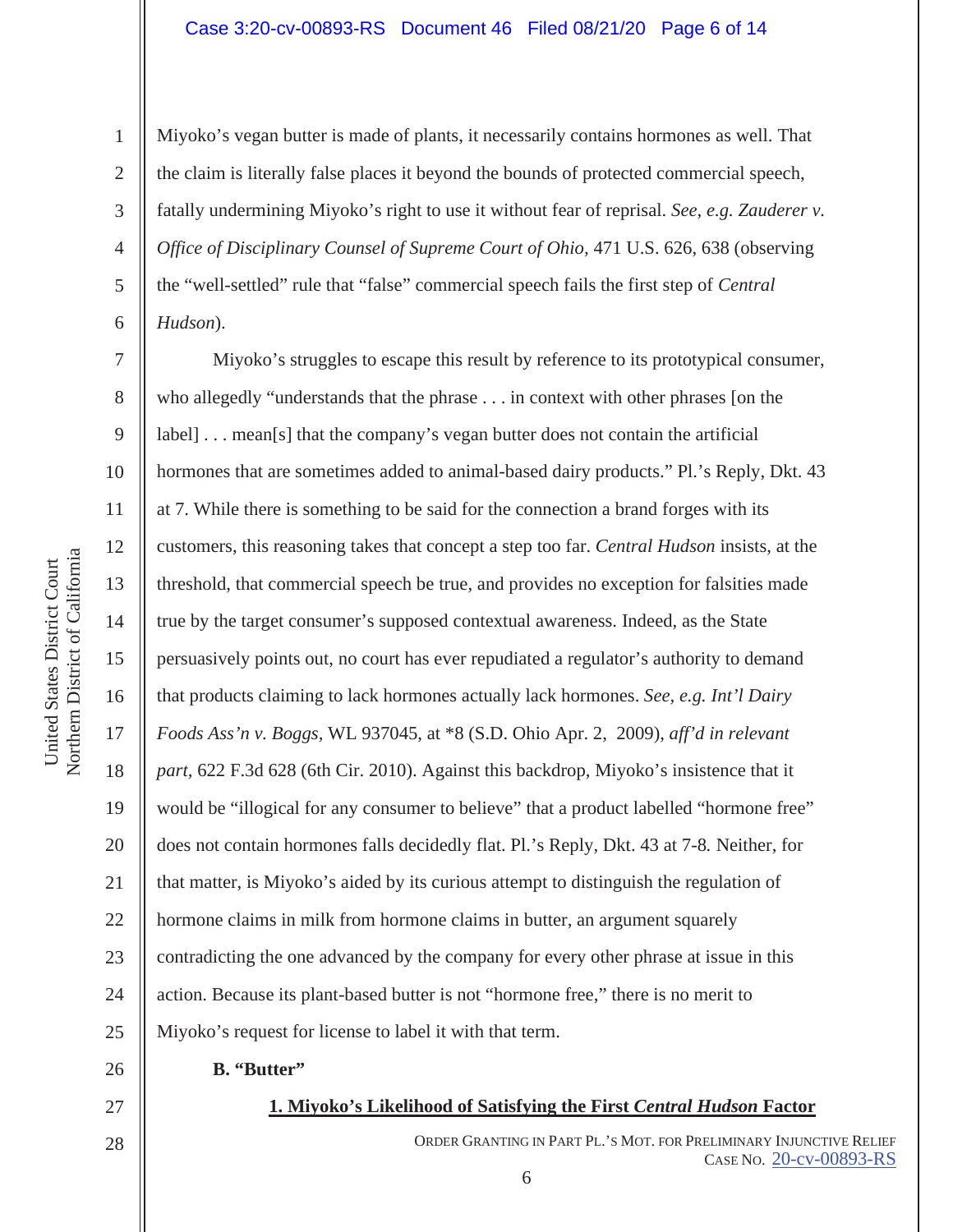Miyoko's vegan butter is made of plants, it necessarily contains hormones as well. That the claim is literally false places it beyond the bounds of protected commercial speech, fatally undermining Miyoko's right to use it without fear of reprisal. *See, e.g. Zauderer v. Office of Disciplinary Counsel of Supreme Court of Ohio*, 471 U.S. 626, 638 (observing the "well-settled" rule that "false" commercial speech fails the first step of *Central Hudson*).

Miyoko's struggles to escape this result by reference to its prototypical consumer, who allegedly "understands that the phrase . . . in context with other phrases [on the label] . . . mean[s] that the company's vegan butter does not contain the artificial hormones that are sometimes added to animal-based dairy products." Pl.'s Reply, Dkt. 43 at 7. While there is something to be said for the connection a brand forges with its customers, this reasoning takes that concept a step too far. *Central Hudson* insists, at the threshold, that commercial speech be true, and provides no exception for falsities made true by the target consumer's supposed contextual awareness. Indeed, as the State persuasively points out, no court has ever repudiated a regulator's authority to demand that products claiming to lack hormones actually lack hormones. *See, e.g. Int'l Dairy Foods Ass'n v. Boggs*, WL 937045, at *8 (S.D. Ohio Apr. 2, 2009), *aff'd in relevant part*, 622 F.3d 628 (6th Cir. 2010). Against this backdrop, Miyoko's insistence that it would be "illogical for any consumer to believe" that a product labelled "hormone free" does not contain hormones falls decidedly flat. Pl.'s Reply, Dkt. 43 at 7-8. Neither, for that matter, is Miyoko's aided by its curious attempt to distinguish the regulation of hormone claims in milk from hormone claims in butter, an argument squarely contradicting the one advanced by the company for every other phrase at issue in this action. Because its plant-based butter is not "hormone free," there is no merit to Miyoko's request for license to label it with that term.

**B. "Butter"**

**1. Miyoko's Likelihood of Satisfying the First *Central Hudson* Factor**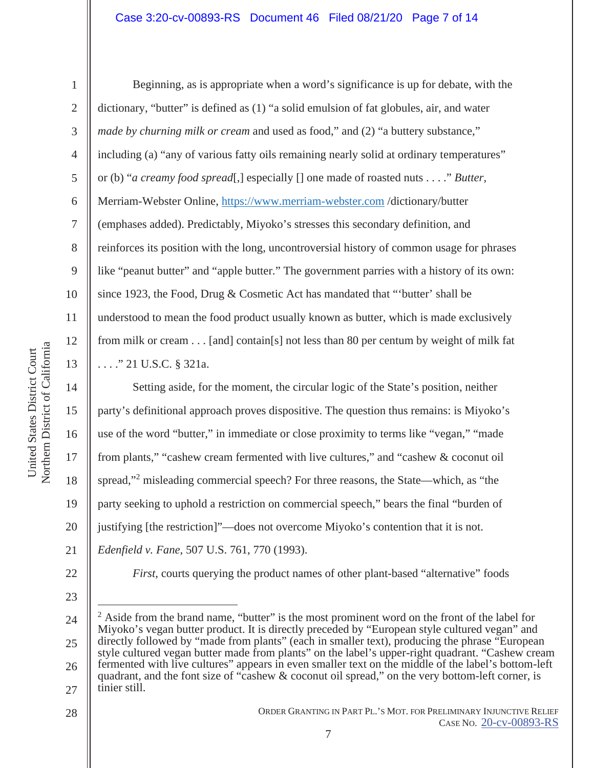Beginning, as is appropriate when a word's significance is up for debate, with the dictionary, "butter" is defined as (1) "a solid emulsion of fat globules, air, and water *made by churning milk or cream* and used as food," and (2) "a buttery substance," including (a) "any of various fatty oils remaining nearly solid at ordinary temperatures" or (b) "*a creamy food spread*[,] especially [] one made of roasted nuts . . . ." *Butter*, Merriam-Webster Online, https://www.merriam-webster.com /dictionary/butter (emphases added). Predictably, Miyoko's stresses this secondary definition, and reinforces its position with the long, uncontroversial history of common usage for phrases like "peanut butter" and "apple butter." The government parries with a history of its own: since 1923, the Food, Drug & Cosmetic Act has mandated that "'butter' shall be understood to mean the food product usually known as butter, which is made exclusively from milk or cream . . . [and] contain[s] not less than 80 per centum by weight of milk fat . . . ." 21 U.S.C. § 321a.

Setting aside, for the moment, the circular logic of the State's position, neither party's definitional approach proves dispositive. The question thus remains: is Miyoko's use of the word "butter," in immediate or close proximity to terms like "vegan," "made from plants," "cashew cream fermented with live cultures," and "cashew & coconut oil spread,"[2] misleading commercial speech? For three reasons, the State—which, as "the party seeking to uphold a restriction on commercial speech," bears the final "burden of justifying [the restriction]"—does not overcome Miyoko's contention that it is not. *Edenfield v. Fane*, 507 U.S. 761, 770 (1993).

*First*, courts querying the product names of other plant-based "alternative" foods

---

[2] Aside from the brand name, "butter" is the most prominent word on the front of the label for Miyoko's vegan butter product. It is directly preceded by "European style cultured vegan" and directly followed by "made from plants" (each in smaller text), producing the phrase "European style cultured vegan butter made from plants" on the label's upper-right quadrant. "Cashew cream fermented with live cultures" appears in even smaller text on the middle of the label's bottom-left quadrant, and the font size of "cashew & coconut oil spread," on the very bottom-left corner, is tinier still.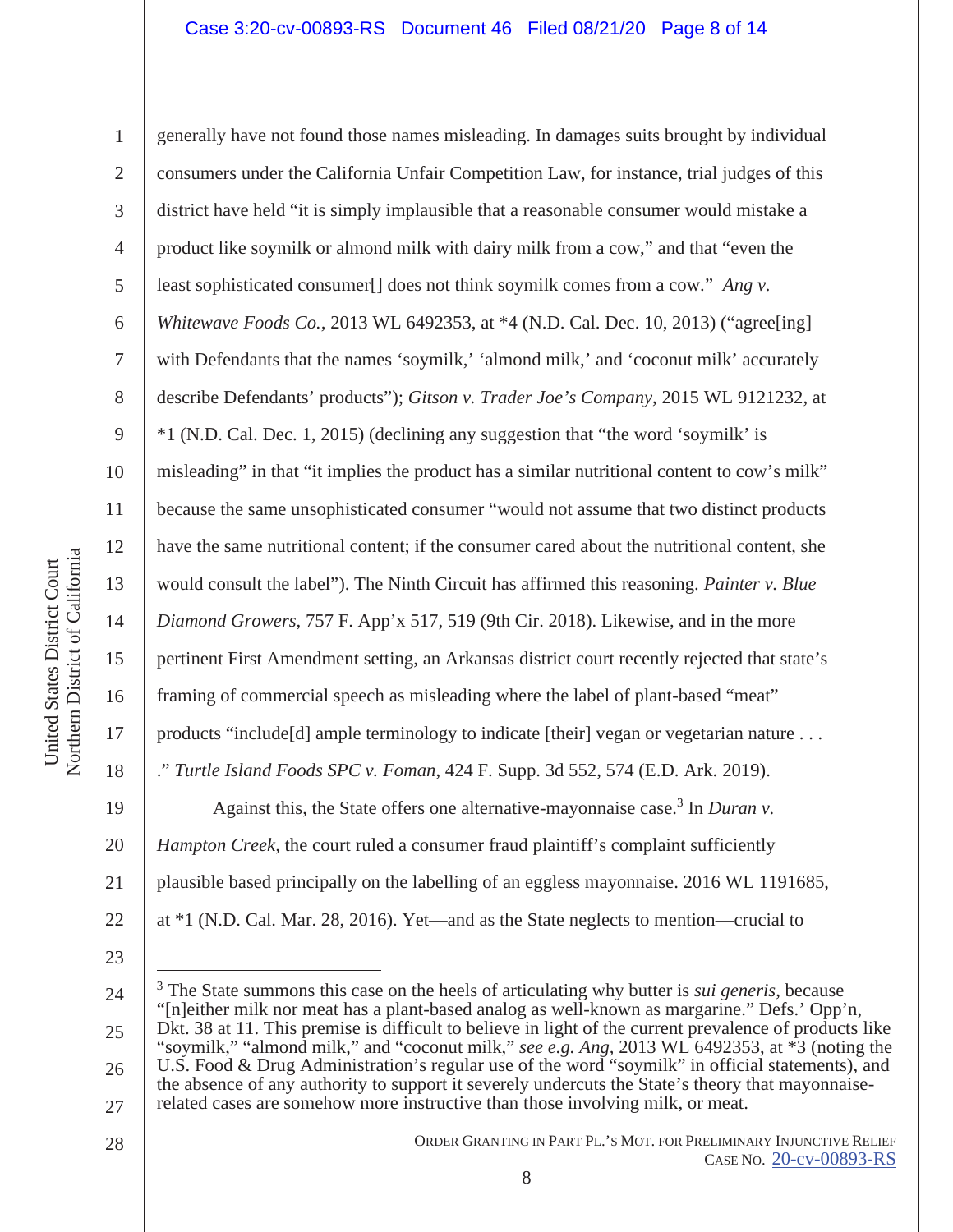generally have not found those names misleading. In damages suits brought by individual consumers under the California Unfair Competition Law, for instance, trial judges of this district have held "it is simply implausible that a reasonable consumer would mistake a product like soymilk or almond milk with dairy milk from a cow," and that "even the least sophisticated consumer[] does not think soymilk comes from a cow." *Ang v. Whitewave Foods Co.*, 2013 WL 6492353, at *4 (N.D. Cal. Dec. 10, 2013) ("agree[ing] with Defendants that the names 'soymilk,' 'almond milk,' and 'coconut milk' accurately describe Defendants' products"); *Gitson v. Trader Joe's Company*, 2015 WL 9121232, at *1 (N.D. Cal. Dec. 1, 2015) (declining any suggestion that "the word 'soymilk' is misleading" in that "it implies the product has a similar nutritional content to cow's milk" because the same unsophisticated consumer "would not assume that two distinct products have the same nutritional content; if the consumer cared about the nutritional content, she would consult the label"). The Ninth Circuit has affirmed this reasoning. *Painter v. Blue Diamond Growers*, 757 F. App'x 517, 519 (9th Cir. 2018). Likewise, and in the more pertinent First Amendment setting, an Arkansas district court recently rejected that state's framing of commercial speech as misleading where the label of plant-based "meat" products "include[d] ample terminology to indicate [their] vegan or vegetarian nature . . . ." *Turtle Island Foods SPC v. Foman*, 424 F. Supp. 3d 552, 574 (E.D. Ark. 2019).

Against this, the State offers one alternative-mayonnaise case.[3] In *Duran v. Hampton Creek*, the court ruled a consumer fraud plaintiff's complaint sufficiently plausible based principally on the labelling of an eggless mayonnaise. 2016 WL 1191685, at *1 (N.D. Cal. Mar. 28, 2016). Yet—and as the State neglects to mention—crucial to

---

[3] The State summons this case on the heels of articulating why butter is *sui generis*, because "[n]either milk nor meat has a plant-based analog as well-known as margarine." Defs.' Opp'n, Dkt. 38 at 11. This premise is difficult to believe in light of the current prevalence of products like "soymilk," "almond milk," and "coconut milk," *see e.g. Ang*, 2013 WL 6492353, at *3 (noting the U.S. Food & Drug Administration's regular use of the word "soymilk" in official statements), and the absence of any authority to support it severely undercuts the State's theory that mayonnaise-related cases are somehow more instructive than those involving milk, or meat.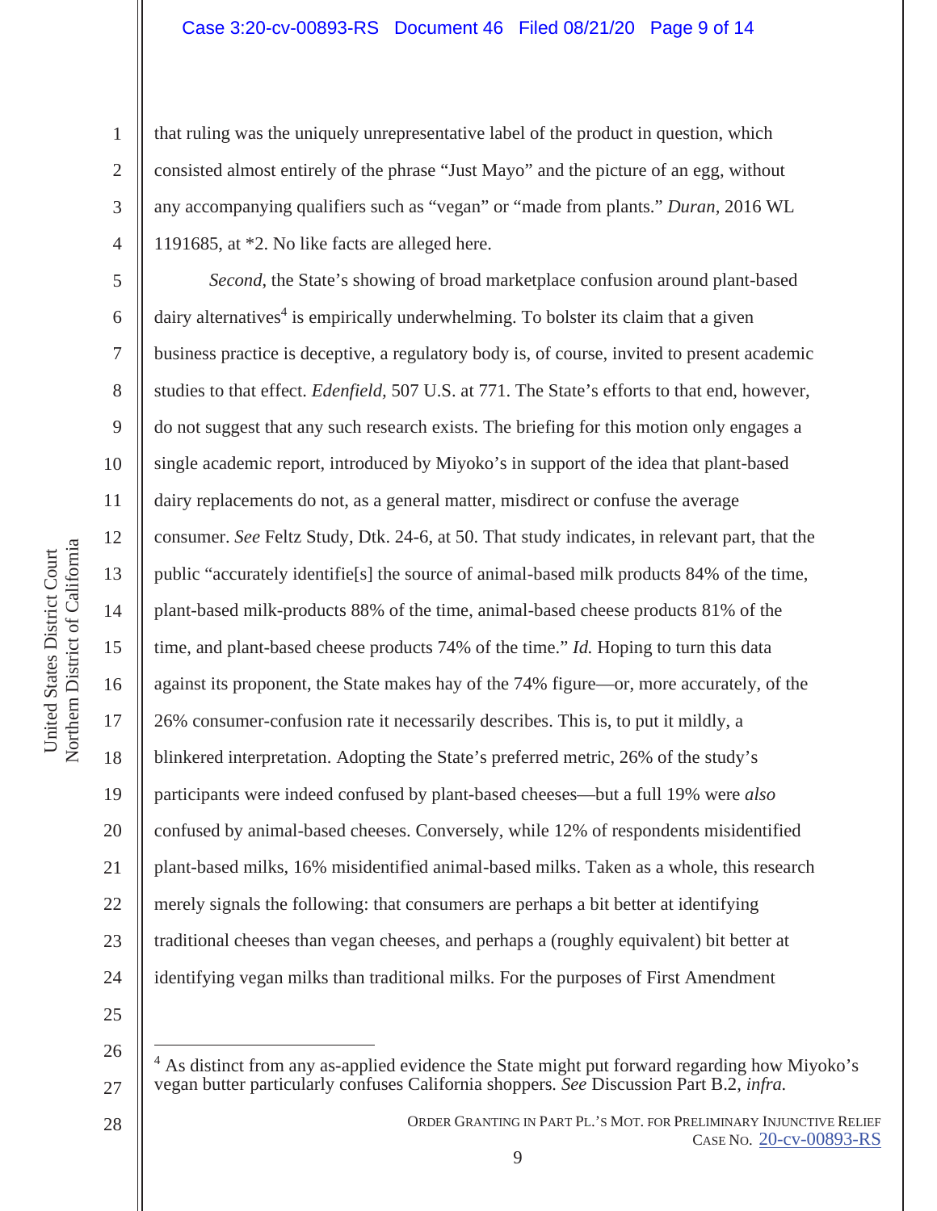that ruling was the uniquely unrepresentative label of the product in question, which consisted almost entirely of the phrase "Just Mayo" and the picture of an egg, without any accompanying qualifiers such as "vegan" or "made from plants." *Duran*, 2016 WL 1191685, at *2. No like facts are alleged here.

*Second*, the State's showing of broad marketplace confusion around plant-based dairy alternatives[4] is empirically underwhelming. To bolster its claim that a given business practice is deceptive, a regulatory body is, of course, invited to present academic studies to that effect. *Edenfield*, 507 U.S. at 771. The State's efforts to that end, however, do not suggest that any such research exists. The briefing for this motion only engages a single academic report, introduced by Miyoko's in support of the idea that plant-based dairy replacements do not, as a general matter, misdirect or confuse the average consumer. *See* Feltz Study, Dtk. 24-6, at 50. That study indicates, in relevant part, that the public "accurately identifie[s] the source of animal-based milk products 84% of the time, plant-based milk-products 88% of the time, animal-based cheese products 81% of the time, and plant-based cheese products 74% of the time." *Id.* Hoping to turn this data against its proponent, the State makes hay of the 74% figure—or, more accurately, of the 26% consumer-confusion rate it necessarily describes. This is, to put it mildly, a blinkered interpretation. Adopting the State's preferred metric, 26% of the study's participants were indeed confused by plant-based cheeses—but a full 19% were *also* confused by animal-based cheeses. Conversely, while 12% of respondents misidentified plant-based milks, 16% misidentified animal-based milks. Taken as a whole, this research merely signals the following: that consumers are perhaps a bit better at identifying traditional cheeses than vegan cheeses, and perhaps a (roughly equivalent) bit better at identifying vegan milks than traditional milks. For the purposes of First Amendment

---

[4] As distinct from any as-applied evidence the State might put forward regarding how Miyoko's vegan butter particularly confuses California shoppers. *See* Discussion Part B.2, *infra*.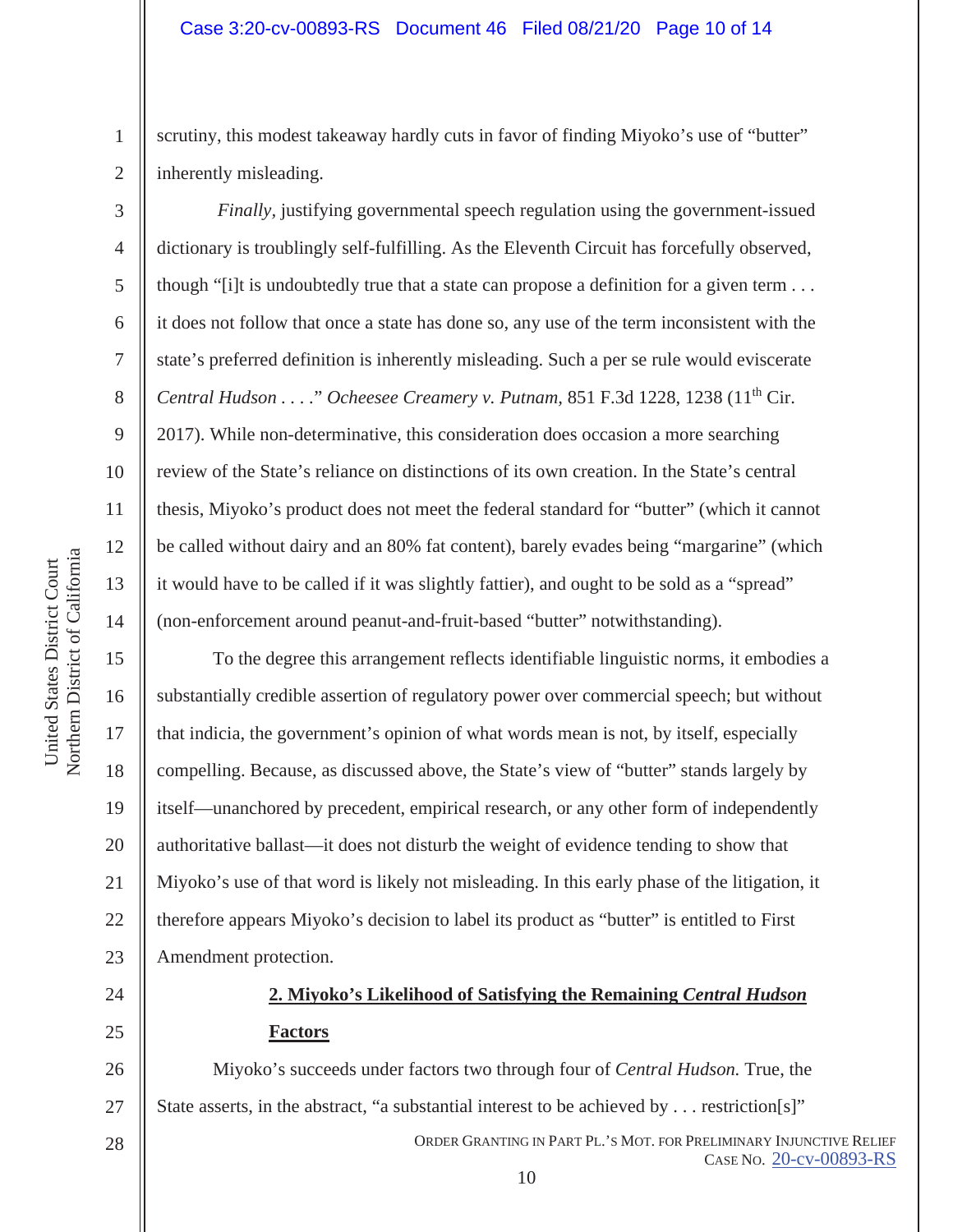scrutiny, this modest takeaway hardly cuts in favor of finding Miyoko's use of "butter" inherently misleading.

*Finally*, justifying governmental speech regulation using the government-issued dictionary is troublingly self-fulfilling. As the Eleventh Circuit has forcefully observed, though "[i]t is undoubtedly true that a state can propose a definition for a given term . . . it does not follow that once a state has done so, any use of the term inconsistent with the state's preferred definition is inherently misleading. Such a per se rule would eviscerate *Central Hudson* . . . ." *Ocheesee Creamery v. Putnam*, 851 F.3d 1228, 1238 (11th Cir. 2017). While non-determinative, this consideration does occasion a more searching review of the State's reliance on distinctions of its own creation. In the State's central thesis, Miyoko's product does not meet the federal standard for "butter" (which it cannot be called without dairy and an 80% fat content), barely evades being "margarine" (which it would have to be called if it was slightly fattier), and ought to be sold as a "spread" (non-enforcement around peanut-and-fruit-based "butter" notwithstanding).

To the degree this arrangement reflects identifiable linguistic norms, it embodies a substantially credible assertion of regulatory power over commercial speech; but without that indicia, the government's opinion of what words mean is not, by itself, especially compelling. Because, as discussed above, the State's view of "butter" stands largely by itself—unanchored by precedent, empirical research, or any other form of independently authoritative ballast—it does not disturb the weight of evidence tending to show that Miyoko's use of that word is likely not misleading. In this early phase of the litigation, it therefore appears Miyoko's decision to label its product as "butter" is entitled to First Amendment protection.

**2. Miyoko's Likelihood of Satisfying the Remaining *Central Hudson* Factors**

Miyoko's succeeds under factors two through four of *Central Hudson.* True, the State asserts, in the abstract, "a substantial interest to be achieved by . . . restriction[s]"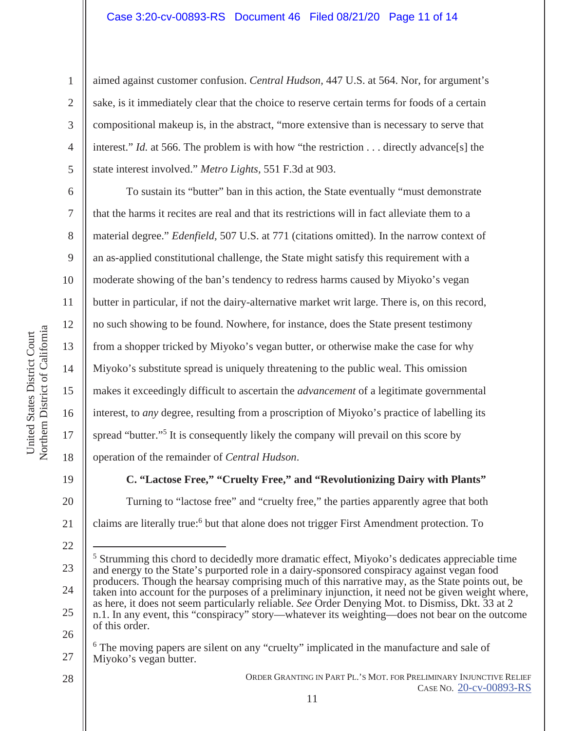aimed against customer confusion. *Central Hudson*, 447 U.S. at 564. Nor, for argument's sake, is it immediately clear that the choice to reserve certain terms for foods of a certain compositional makeup is, in the abstract, "more extensive than is necessary to serve that interest." *Id.* at 566. The problem is with how "the restriction . . . directly advance[s] the state interest involved." *Metro Lights*, 551 F.3d at 903.

To sustain its "butter" ban in this action, the State eventually "must demonstrate that the harms it recites are real and that its restrictions will in fact alleviate them to a material degree." *Edenfield*, 507 U.S. at 771 (citations omitted). In the narrow context of an as-applied constitutional challenge, the State might satisfy this requirement with a moderate showing of the ban's tendency to redress harms caused by Miyoko's vegan butter in particular, if not the dairy-alternative market writ large. There is, on this record, no such showing to be found. Nowhere, for instance, does the State present testimony from a shopper tricked by Miyoko's vegan butter, or otherwise make the case for why Miyoko's substitute spread is uniquely threatening to the public weal. This omission makes it exceedingly difficult to ascertain the *advancement* of a legitimate governmental interest, to *any* degree, resulting from a proscription of Miyoko's practice of labelling its spread "butter."[5] It is consequently likely the company will prevail on this score by operation of the remainder of *Central Hudson*.

### C. "Lactose Free," "Cruelty Free," and "Revolutionizing Dairy with Plants"

Turning to "lactose free" and "cruelty free," the parties apparently agree that both claims are literally true:[6] but that alone does not trigger First Amendment protection. To

---

[5] Strumming this chord to decidedly more dramatic effect, Miyoko's dedicates appreciable time and energy to the State's purported role in a dairy-sponsored conspiracy against vegan food producers. Though the hearsay comprising much of this narrative may, as the State points out, be taken into account for the purposes of a preliminary injunction, it need not be given weight where, as here, it does not seem particularly reliable. *See* Order Denying Mot. to Dismiss, Dkt. 33 at 2 n.1. In any event, this "conspiracy" story—whatever its weighting—does not bear on the outcome of this order.

[6] The moving papers are silent on any "cruelty" implicated in the manufacture and sale of Miyoko's vegan butter.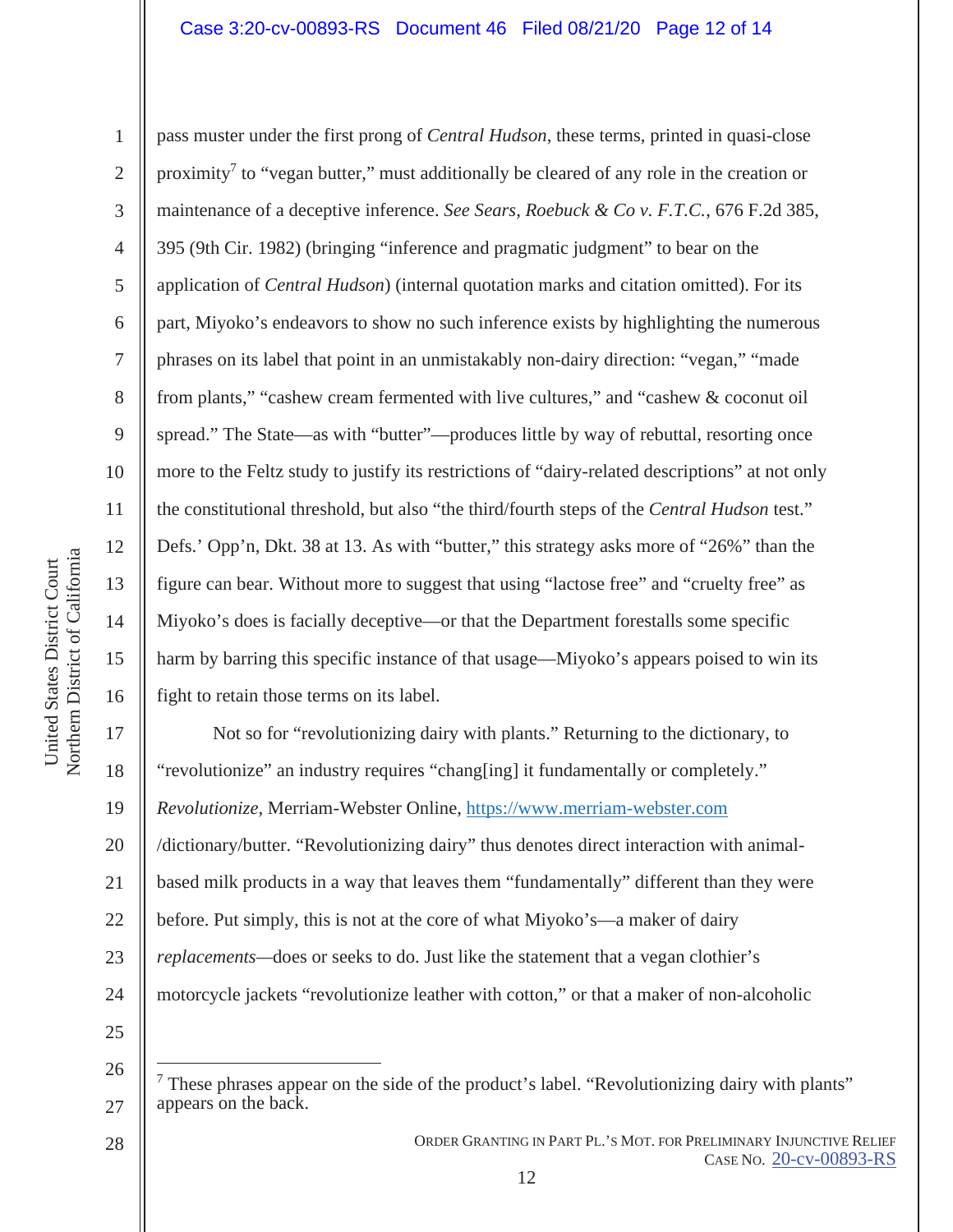pass muster under the first prong of *Central Hudson*, these terms, printed in quasi-close proximity[7] to "vegan butter," must additionally be cleared of any role in the creation or maintenance of a deceptive inference. *See Sears, Roebuck & Co v. F.T.C.*, 676 F.2d 385, 395 (9th Cir. 1982) (bringing "inference and pragmatic judgment" to bear on the application of *Central Hudson*) (internal quotation marks and citation omitted). For its part, Miyoko's endeavors to show no such inference exists by highlighting the numerous phrases on its label that point in an unmistakably non-dairy direction: "vegan," "made from plants," "cashew cream fermented with live cultures," and "cashew & coconut oil spread." The State—as with "butter"—produces little by way of rebuttal, resorting once more to the Feltz study to justify its restrictions of "dairy-related descriptions" at not only the constitutional threshold, but also "the third/fourth steps of the *Central Hudson* test." Defs.' Opp'n, Dkt. 38 at 13. As with "butter," this strategy asks more of "26%" than the figure can bear. Without more to suggest that using "lactose free" and "cruelty free" as Miyoko's does is facially deceptive—or that the Department forestalls some specific harm by barring this specific instance of that usage—Miyoko's appears poised to win its fight to retain those terms on its label.

Not so for "revolutionizing dairy with plants." Returning to the dictionary, to "revolutionize" an industry requires "chang[ing] it fundamentally or completely." *Revolutionize*, Merriam-Webster Online, https://www.merriam-webster.com/dictionary/butter. "Revolutionizing dairy" thus denotes direct interaction with animal-based milk products in a way that leaves them "fundamentally" different than they were before. Put simply, this is not at the core of what Miyoko's—a maker of dairy *replacements*—does or seeks to do. Just like the statement that a vegan clothier's motorcycle jackets "revolutionize leather with cotton," or that a maker of non-alcoholic

---

[7] These phrases appear on the side of the product's label. "Revolutionizing dairy with plants" appears on the back.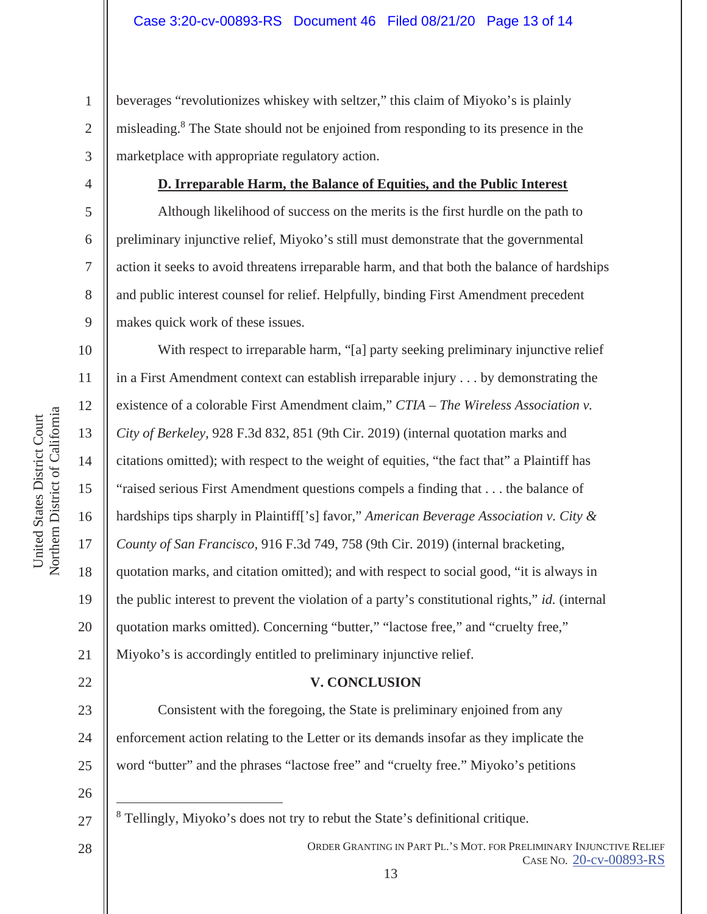beverages "revolutionizes whiskey with seltzer," this claim of Miyoko's is plainly misleading.[8] The State should not be enjoined from responding to its presence in the marketplace with appropriate regulatory action.

**D. Irreparable Harm, the Balance of Equities, and the Public Interest**

Although likelihood of success on the merits is the first hurdle on the path to preliminary injunctive relief, Miyoko's still must demonstrate that the governmental action it seeks to avoid threatens irreparable harm, and that both the balance of hardships and public interest counsel for relief. Helpfully, binding First Amendment precedent makes quick work of these issues.

With respect to irreparable harm, "[a] party seeking preliminary injunctive relief in a First Amendment context can establish irreparable injury . . . by demonstrating the existence of a colorable First Amendment claim," *CTIA – The Wireless Association v. City of Berkeley*, 928 F.3d 832, 851 (9th Cir. 2019) (internal quotation marks and citations omitted); with respect to the weight of equities, "the fact that" a Plaintiff has "raised serious First Amendment questions compels a finding that . . . the balance of hardships tips sharply in Plaintiff['s] favor," *American Beverage Association v. City & County of San Francisco*, 916 F.3d 749, 758 (9th Cir. 2019) (internal bracketing, quotation marks, and citation omitted); and with respect to social good, "it is always in the public interest to prevent the violation of a party's constitutional rights," *id.* (internal quotation marks omitted). Concerning "butter," "lactose free," and "cruelty free," Miyoko's is accordingly entitled to preliminary injunctive relief.

**V. CONCLUSION**

Consistent with the foregoing, the State is preliminary enjoined from any enforcement action relating to the Letter or its demands insofar as they implicate the word "butter" and the phrases "lactose free" and "cruelty free." Miyoko's petitions

---

[8] Tellingly, Miyoko's does not try to rebut the State's definitional critique.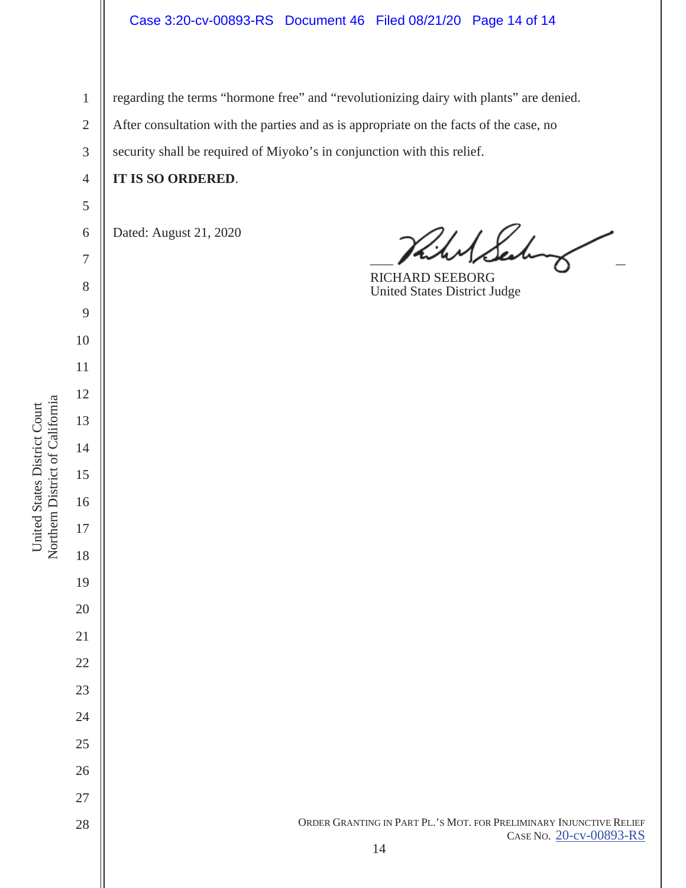regarding the terms "hormone free" and "revolutionizing dairy with plants" are denied. After consultation with the parties and as is appropriate on the facts of the case, no security shall be required of Miyoko's in conjunction with this relief.

**IT IS SO ORDERED**.

Dated: August 21, 2020

RICHARD SEEBORG
United States District Judge